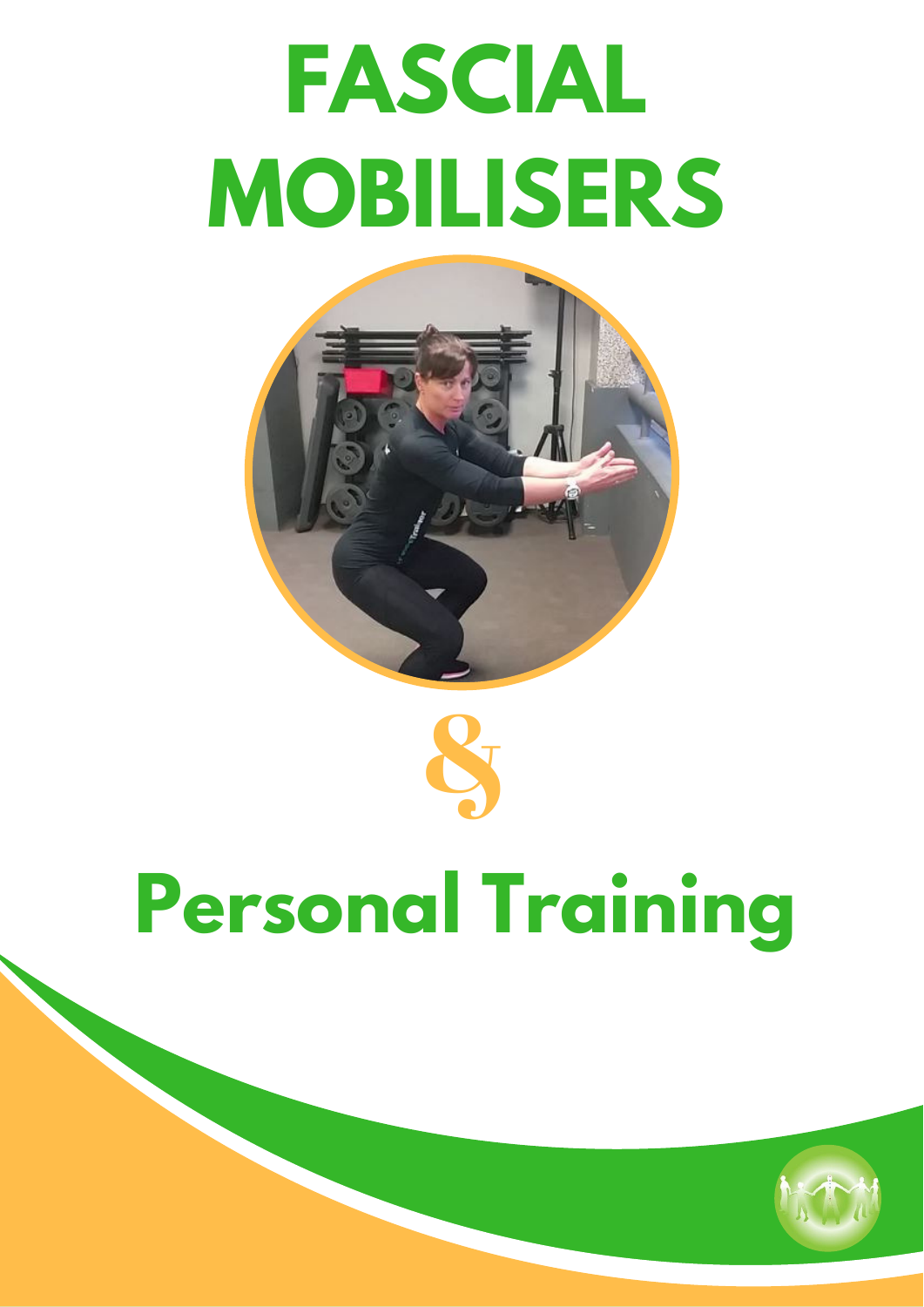# FASCIAL MOBILISERS

&

# Personal Training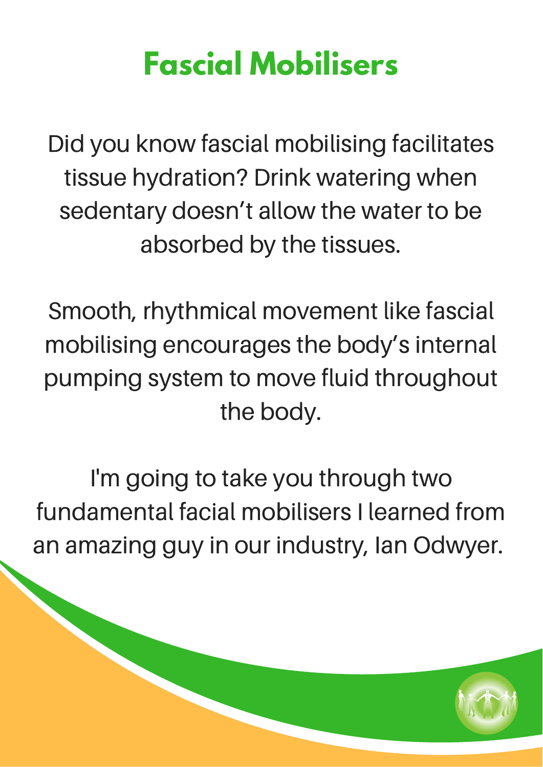# Fascial Mobilisers

Did you know fascial mobilising facilitates tissue hydration? Drink watering when sedentary doesn't allow the water to be absorbed by the tissues.

Smooth, rhythmical movement like fascial mobilising encourages the body's internal pumping system to move fluid throughout the body.

I'm going to take you through two fundamental facial mobilisers I learned from an amazing guy in our industry, Ian Odwyer.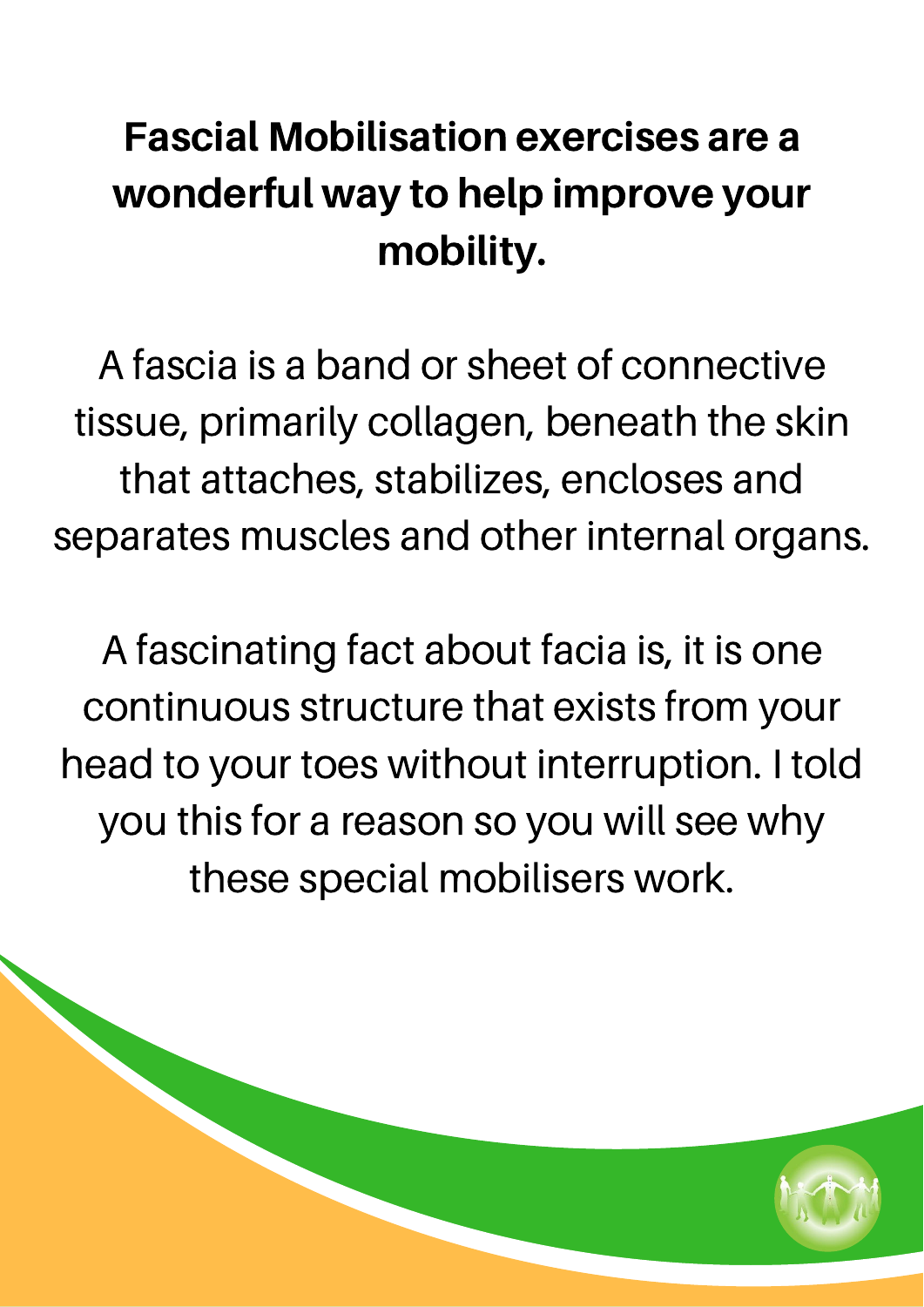**Fascial Mobilisation exercises are a wonderful way to help improve your mobility.**

A fascia is a band or sheet of connective tissue, primarily collagen, beneath the skin that attaches, stabilizes, encloses and separates muscles and other internal organs.

A fascinating fact about facia is, it is one continuous structure that exists from your head to your toes without interruption. I told you this for a reason so you will see why these special mobilisers work.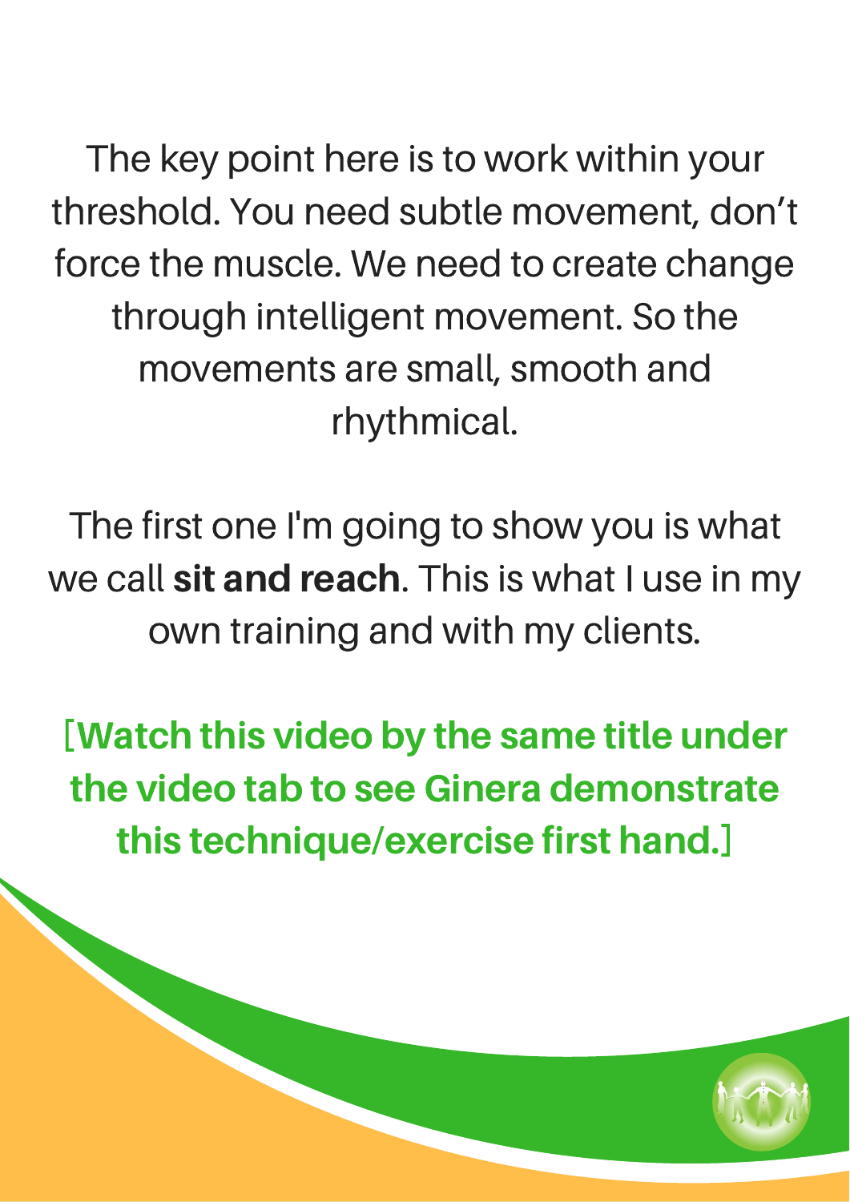The key point here is to work within your threshold. You need subtle movement, don't force the muscle. We need to create change through intelligent movement. So the movements are small, smooth and rhythmical.

The first one I'm going to show you is what we call **sit and reach**. This is what I use in my own training and with my clients.

**[Watch this video by the same title under the video tab to see Ginera demonstrate this technique/exercise first hand.]**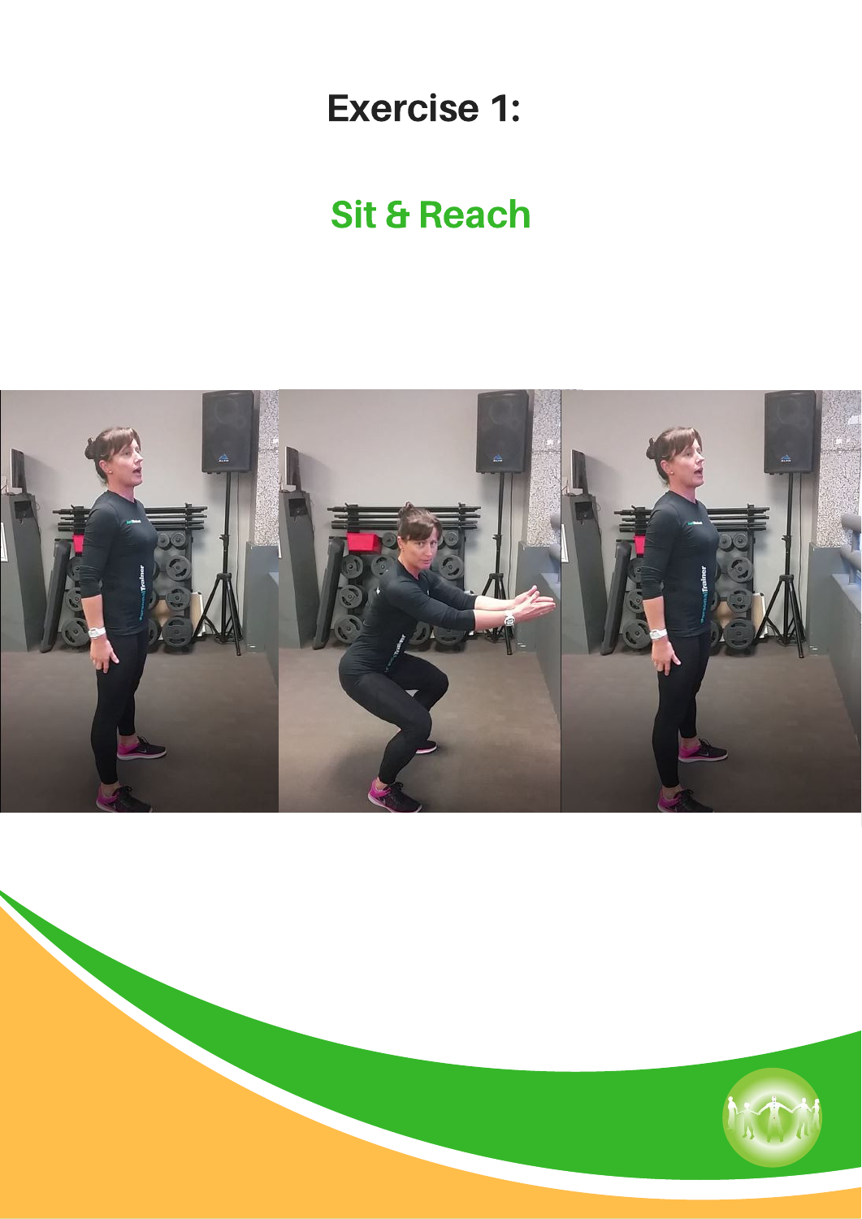# Exercise 1:

## Sit & Reach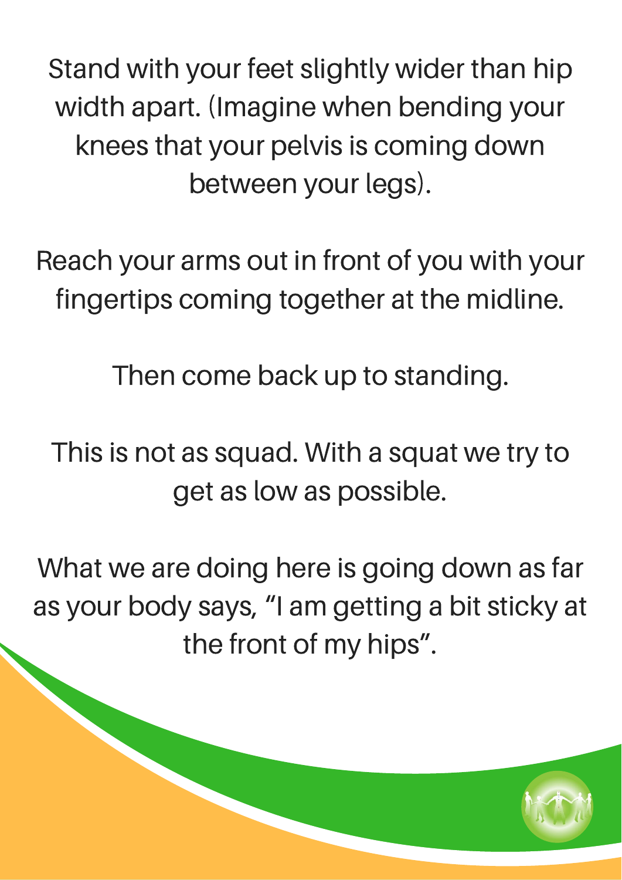Stand with your feet slightly wider than hip width apart. (Imagine when bending your knees that your pelvis is coming down between your legs).

Reach your arms out in front of you with your fingertips coming together at the midline.

Then come back up to standing.

This is not as squad. With a squat we try to get as low as possible.

What we are doing here is going down as far as your body says, "I am getting a bit sticky at the front of my hips".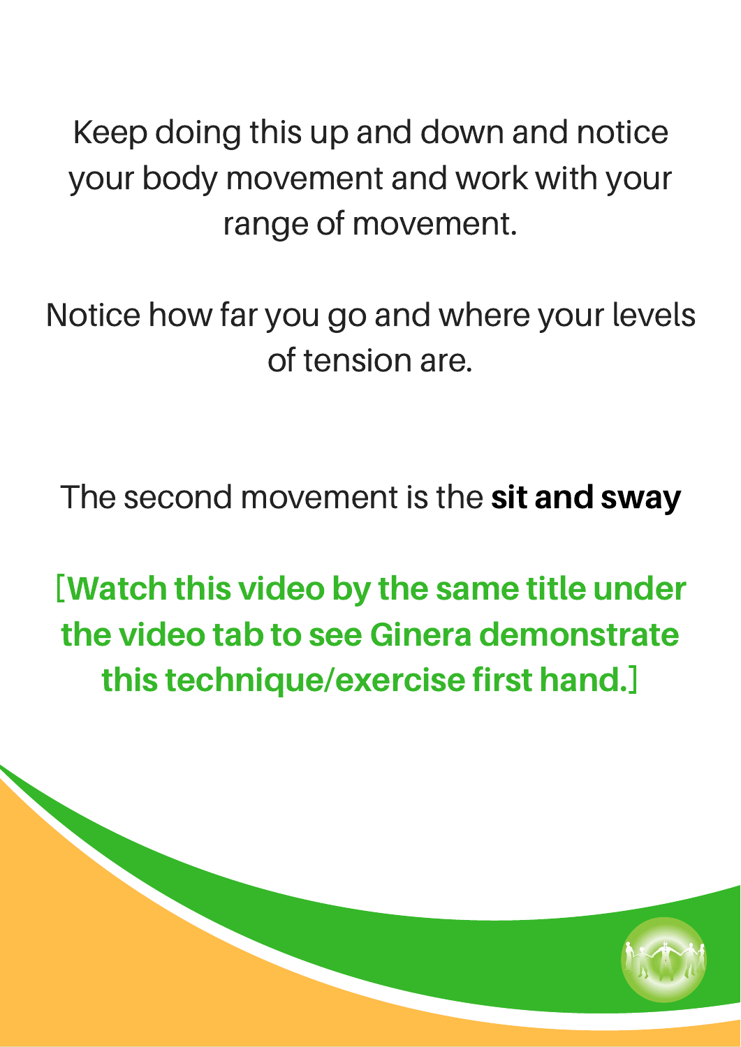Keep doing this up and down and notice your body movement and work with your range of movement.

Notice how far you go and where your levels of tension are.

The second movement is the **sit and sway**

**[Watch this video by the same title under the video tab to see Ginera demonstrate this technique/exercise first hand.]**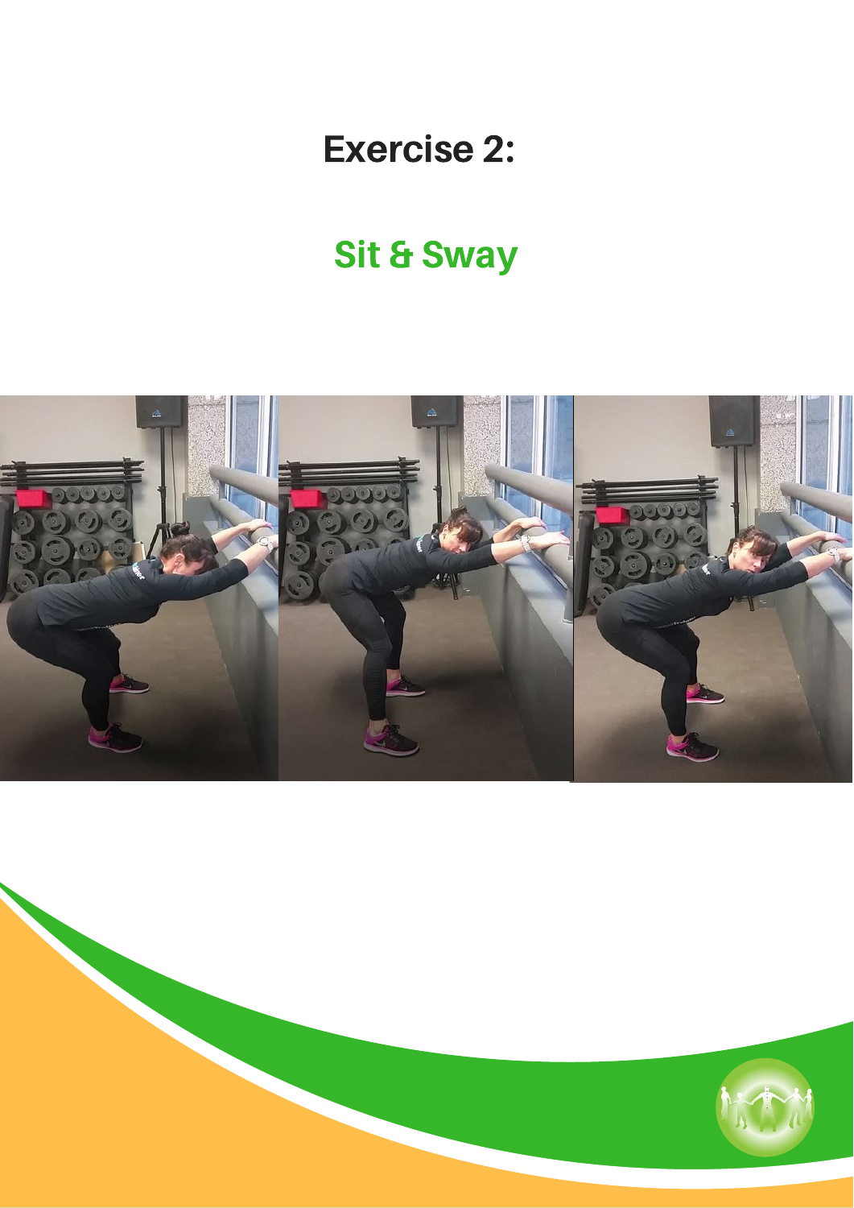# Exercise 2:

## Sit & Sway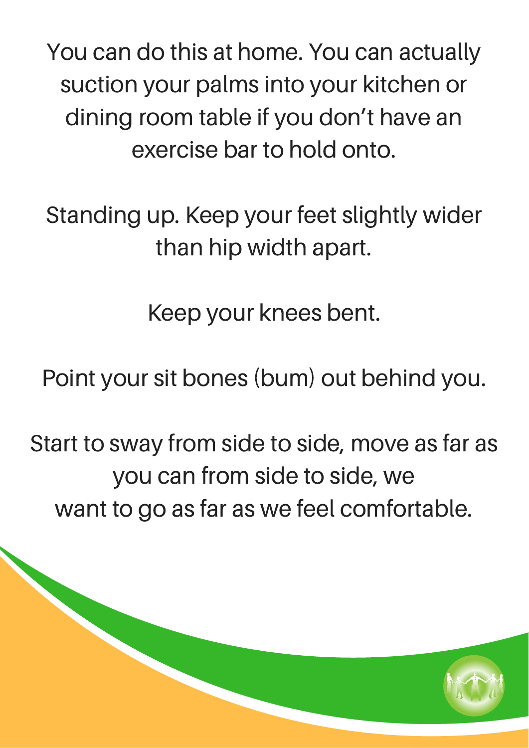You can do this at home. You can actually suction your palms into your kitchen or dining room table if you don't have an exercise bar to hold onto.

Standing up. Keep your feet slightly wider than hip width apart.

Keep your knees bent.

Point your sit bones (bum) out behind you.

Start to sway from side to side, move as far as you can from side to side, we want to go as far as we feel comfortable.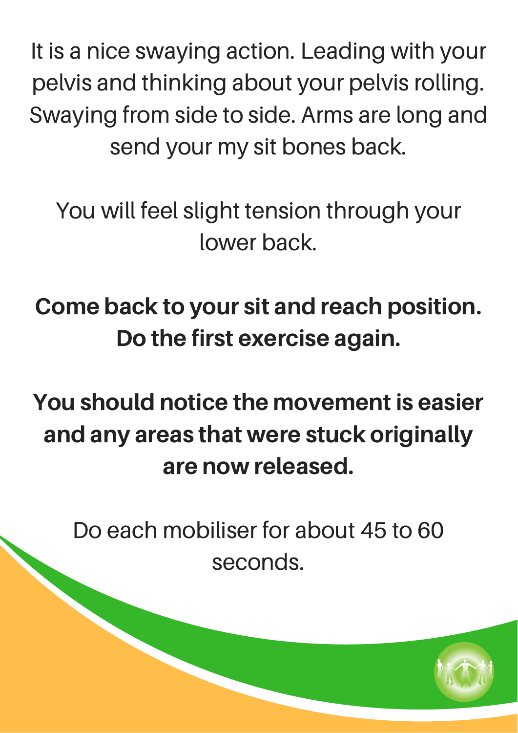It is a nice swaying action. Leading with your pelvis and thinking about your pelvis rolling. Swaying from side to side. Arms are long and send your my sit bones back.

You will feel slight tension through your lower back.

**Come back to your sit and reach position. Do the first exercise again.**

**You should notice the movement is easier and any areas that were stuck originally are now released.**

Do each mobiliser for about 45 to 60 seconds.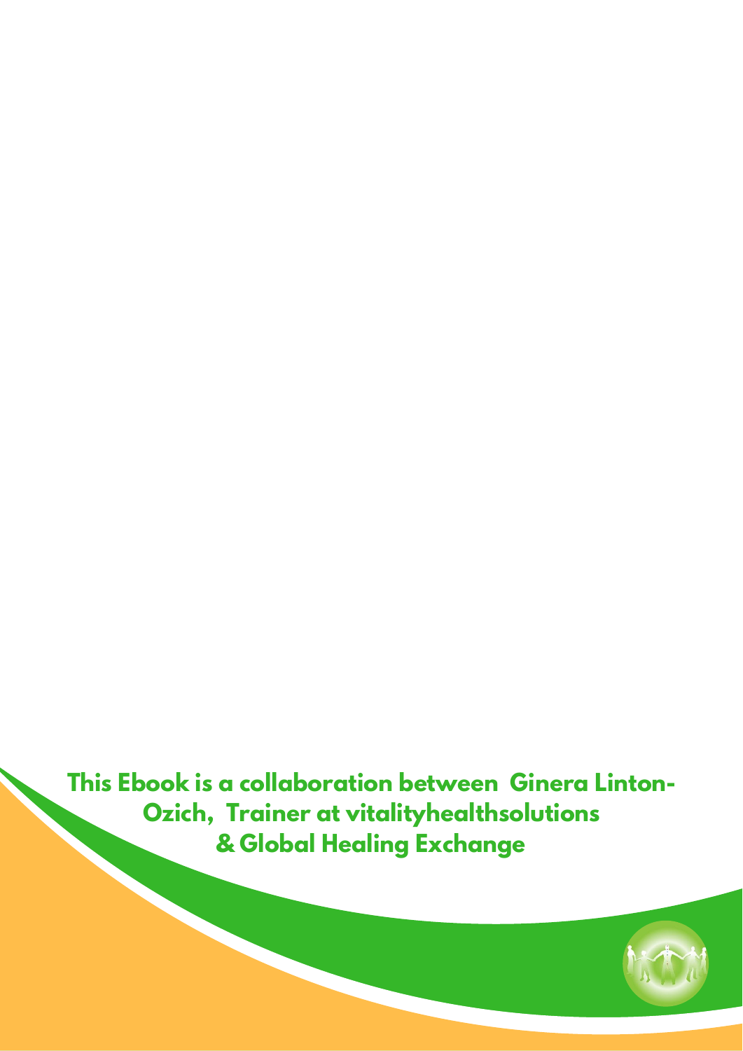**This Ebook is a collaboration between Ginera Linton-Ozich, Trainer at vitalityhealthsolutions & Global Healing Exchange**